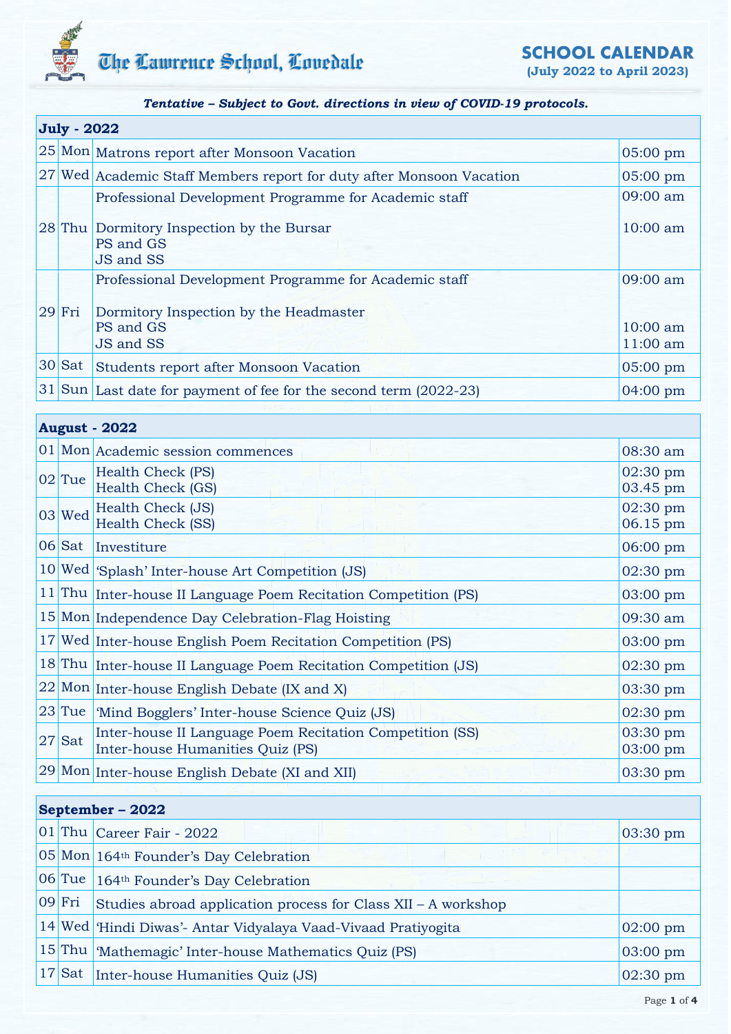# The Lawrence School, Lovedale

## SCHOOL CALENDAR
**(July 2022 to April 2023)**

***Tentative – Subject to Govt. directions in view of COVID-19 protocols.***

| **July - 2022** | | | |
|---|---|---|---|
| 25 | Mon | Matrons report after Monsoon Vacation | 05:00 pm |
| 27 | Wed | Academic Staff Members report for duty after Monsoon Vacation | 05:00 pm |
| 28 | Thu | Professional Development Programme for Academic staff<br><br>Dormitory Inspection by the Bursar<br>PS and GS<br>JS and SS | 09:00 am<br><br>10:00 am |
| 29 | Fri | Professional Development Programme for Academic staff<br><br>Dormitory Inspection by the Headmaster<br>PS and GS<br>JS and SS | 09:00 am<br><br><br>10:00 am<br>11:00 am |
| 30 | Sat | Students report after Monsoon Vacation | 05:00 pm |
| 31 | Sun | Last date for payment of fee for the second term (2022-23) | 04:00 pm |

| **August - 2022** | | | |
|---|---|---|---|
| 01 | Mon | Academic session commences | 08:30 am |
| 02 | Tue | Health Check (PS)<br>Health Check (GS) | 02:30 pm<br>03.45 pm |
| 03 | Wed | Health Check (JS)<br>Health Check (SS) | 02:30 pm<br>06.15 pm |
| 06 | Sat | Investiture | 06:00 pm |
| 10 | Wed | 'Splash' Inter-house Art Competition (JS) | 02:30 pm |
| 11 | Thu | Inter-house II Language Poem Recitation Competition (PS) | 03:00 pm |
| 15 | Mon | Independence Day Celebration-Flag Hoisting | 09:30 am |
| 17 | Wed | Inter-house English Poem Recitation Competition (PS) | 03:00 pm |
| 18 | Thu | Inter-house II Language Poem Recitation Competition (JS) | 02:30 pm |
| 22 | Mon | Inter-house English Debate (IX and X) | 03:30 pm |
| 23 | Tue | 'Mind Bogglers' Inter-house Science Quiz (JS) | 02:30 pm |
| 27 | Sat | Inter-house II Language Poem Recitation Competition (SS)<br>Inter-house Humanities Quiz (PS) | 03:30 pm<br>03:00 pm |
| 29 | Mon | Inter-house English Debate (XI and XII) | 03:30 pm |

| **September – 2022** | | | |
|---|---|---|---|
| 01 | Thu | Career Fair - 2022 | 03:30 pm |
| 05 | Mon | 164th Founder's Day Celebration | |
| 06 | Tue | 164th Founder's Day Celebration | |
| 09 | Fri | Studies abroad application process for Class XII – A workshop | |
| 14 | Wed | 'Hindi Diwas'- Antar Vidyalaya Vaad-Vivaad Pratiyogita | 02:00 pm |
| 15 | Thu | 'Mathemagic' Inter-house Mathematics Quiz (PS) | 03:00 pm |
| 17 | Sat | Inter-house Humanities Quiz (JS) | 02:30 pm |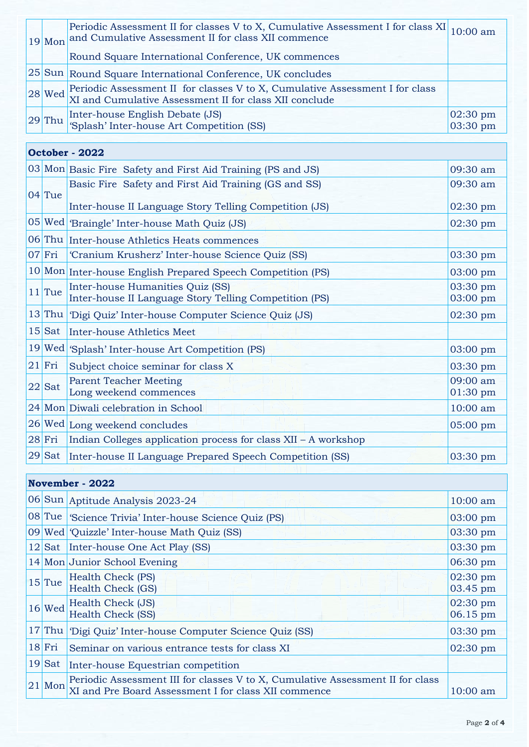| | | | |
|---|---|---|---|
| 19 | Mon | Periodic Assessment II for classes V to X, Cumulative Assessment I for class XI and Cumulative Assessment II for class XII commence<br>Round Square International Conference, UK commences | 10:00 am |
| 25 | Sun | Round Square International Conference, UK concludes | |
| 28 | Wed | Periodic Assessment II for classes V to X, Cumulative Assessment I for class XI and Cumulative Assessment II for class XII conclude | |
| 29 | Thu | Inter-house English Debate (JS)<br>'Splash' Inter-house Art Competition (SS) | 02:30 pm<br>03:30 pm |

| **October - 2022** | | | |
|---|---|---|---|
| 03 | Mon | Basic Fire Safety and First Aid Training (PS and JS) | 09:30 am |
| 04 | Tue | Basic Fire Safety and First Aid Training (GS and SS)<br>Inter-house II Language Story Telling Competition (JS) | 09:30 am<br>02:30 pm |
| 05 | Wed | 'Braingle' Inter-house Math Quiz (JS) | 02:30 pm |
| 06 | Thu | Inter-house Athletics Heats commences | |
| 07 | Fri | 'Cranium Krusherz' Inter-house Science Quiz (SS) | 03:30 pm |
| 10 | Mon | Inter-house English Prepared Speech Competition (PS) | 03:00 pm |
| 11 | Tue | Inter-house Humanities Quiz (SS)<br>Inter-house II Language Story Telling Competition (PS) | 03:30 pm<br>03:00 pm |
| 13 | Thu | 'Digi Quiz' Inter-house Computer Science Quiz (JS) | 02:30 pm |
| 15 | Sat | Inter-house Athletics Meet | |
| 19 | Wed | 'Splash' Inter-house Art Competition (PS) | 03:00 pm |
| 21 | Fri | Subject choice seminar for class X | 03:30 pm |
| 22 | Sat | Parent Teacher Meeting<br>Long weekend commences | 09:00 am<br>01:30 pm |
| 24 | Mon | Diwali celebration in School | 10:00 am |
| 26 | Wed | Long weekend concludes | 05:00 pm |
| 28 | Fri | Indian Colleges application process for class XII – A workshop | |
| 29 | Sat | Inter-house II Language Prepared Speech Competition (SS) | 03:30 pm |

| **November - 2022** | | | |
|---|---|---|---|
| 06 | Sun | Aptitude Analysis 2023-24 | 10:00 am |
| 08 | Tue | 'Science Trivia' Inter-house Science Quiz (PS) | 03:00 pm |
| 09 | Wed | 'Quizzle' Inter-house Math Quiz (SS) | 03:30 pm |
| 12 | Sat | Inter-house One Act Play (SS) | 03:30 pm |
| 14 | Mon | Junior School Evening | 06:30 pm |
| 15 | Tue | Health Check (PS)<br>Health Check (GS) | 02:30 pm<br>03.45 pm |
| 16 | Wed | Health Check (JS)<br>Health Check (SS) | 02:30 pm<br>06.15 pm |
| 17 | Thu | 'Digi Quiz' Inter-house Computer Science Quiz (SS) | 03:30 pm |
| 18 | Fri | Seminar on various entrance tests for class XI | 02:30 pm |
| 19 | Sat | Inter-house Equestrian competition | |
| 21 | Mon | Periodic Assessment III for classes V to X, Cumulative Assessment II for class XI and Pre Board Assessment I for class XII commence | 10:00 am |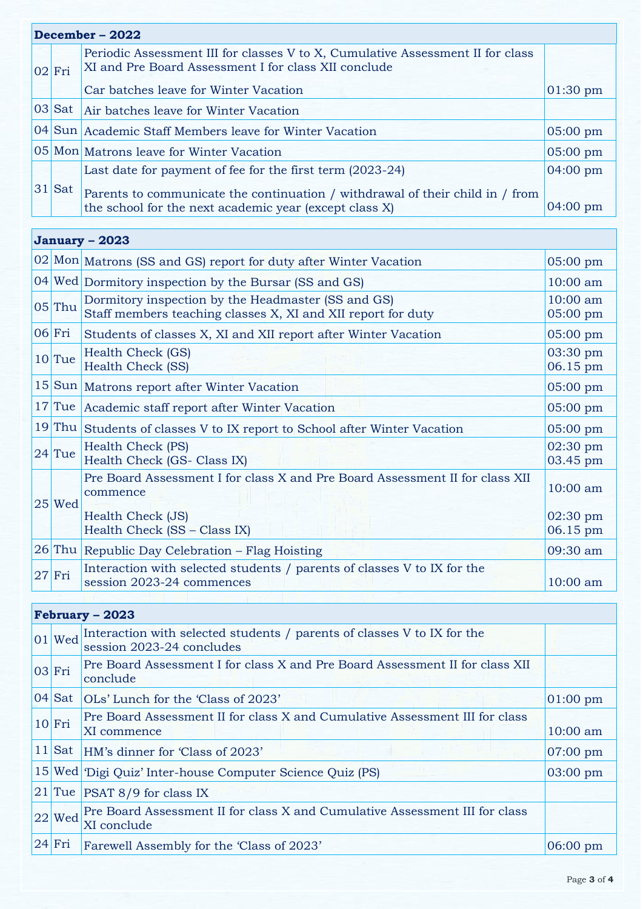| **December – 2022** | | | |
|---|---|---|---|
| 02 | Fri | Periodic Assessment III for classes V to X, Cumulative Assessment II for class XI and Pre Board Assessment I for class XII conclude | |
| | | Car batches leave for Winter Vacation | 01:30 pm |
| 03 | Sat | Air batches leave for Winter Vacation | |
| 04 | Sun | Academic Staff Members leave for Winter Vacation | 05:00 pm |
| 05 | Mon | Matrons leave for Winter Vacation | 05:00 pm |
| 31 | Sat | Last date for payment of fee for the first term (2023-24) | 04:00 pm |
| | | Parents to communicate the continuation / withdrawal of their child in / from the school for the next academic year (except class X) | 04:00 pm |

| **January – 2023** | | | |
|---|---|---|---|
| 02 | Mon | Matrons (SS and GS) report for duty after Winter Vacation | 05:00 pm |
| 04 | Wed | Dormitory inspection by the Bursar (SS and GS) | 10:00 am |
| 05 | Thu | Dormitory inspection by the Headmaster (SS and GS)<br>Staff members teaching classes X, XI and XII report for duty | 10:00 am<br>05:00 pm |
| 06 | Fri | Students of classes X, XI and XII report after Winter Vacation | 05:00 pm |
| 10 | Tue | Health Check (GS)<br>Health Check (SS) | 03:30 pm<br>06.15 pm |
| 15 | Sun | Matrons report after Winter Vacation | 05:00 pm |
| 17 | Tue | Academic staff report after Winter Vacation | 05:00 pm |
| 19 | Thu | Students of classes V to IX report to School after Winter Vacation | 05:00 pm |
| 24 | Tue | Health Check (PS)<br>Health Check (GS- Class IX) | 02:30 pm<br>03.45 pm |
| 25 | Wed | Pre Board Assessment I for class X and Pre Board Assessment II for class XII commence | 10:00 am |
| | | Health Check (JS)<br>Health Check (SS – Class IX) | 02:30 pm<br>06.15 pm |
| 26 | Thu | Republic Day Celebration – Flag Hoisting | 09:30 am |
| 27 | Fri | Interaction with selected students / parents of classes V to IX for the session 2023-24 commences | 10:00 am |

| **February – 2023** | | | |
|---|---|---|---|
| 01 | Wed | Interaction with selected students / parents of classes V to IX for the session 2023-24 concludes | |
| 03 | Fri | Pre Board Assessment I for class X and Pre Board Assessment II for class XII conclude | |
| 04 | Sat | OLs' Lunch for the 'Class of 2023' | 01:00 pm |
| 10 | Fri | Pre Board Assessment II for class X and Cumulative Assessment III for class XI commence | 10:00 am |
| 11 | Sat | HM's dinner for 'Class of 2023' | 07:00 pm |
| 15 | Wed | 'Digi Quiz' Inter-house Computer Science Quiz (PS) | 03:00 pm |
| 21 | Tue | PSAT 8/9 for class IX | |
| 22 | Wed | Pre Board Assessment II for class X and Cumulative Assessment III for class XI conclude | |
| 24 | Fri | Farewell Assembly for the 'Class of 2023' | 06:00 pm |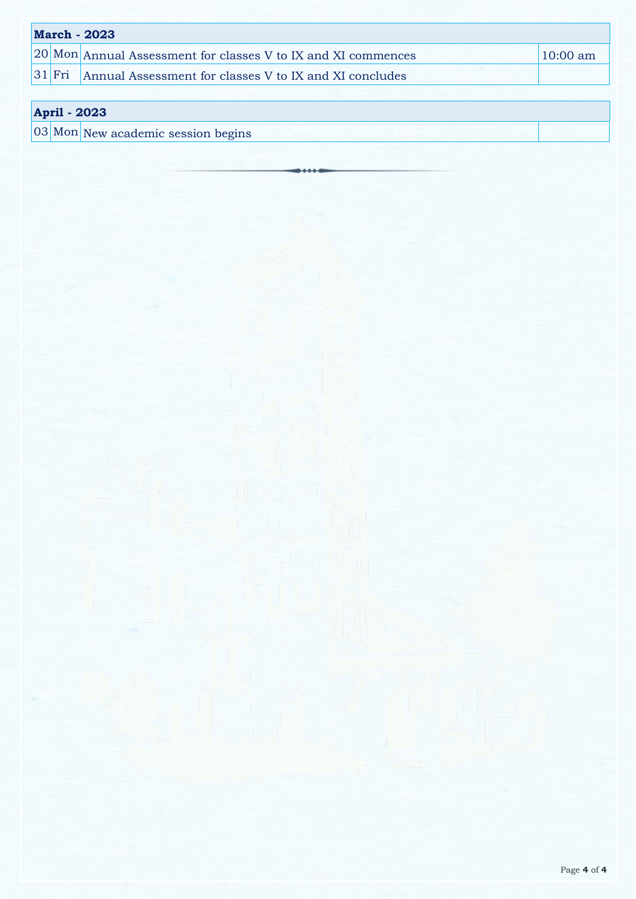| March - 2023 | | | |
|---|---|---|---|
| 20 | Mon | Annual Assessment for classes V to IX and XI commences | 10:00 am |
| 31 | Fri | Annual Assessment for classes V to IX and XI concludes | |

| April - 2023 | | | |
|---|---|---|---|
| 03 | Mon | New academic session begins | |